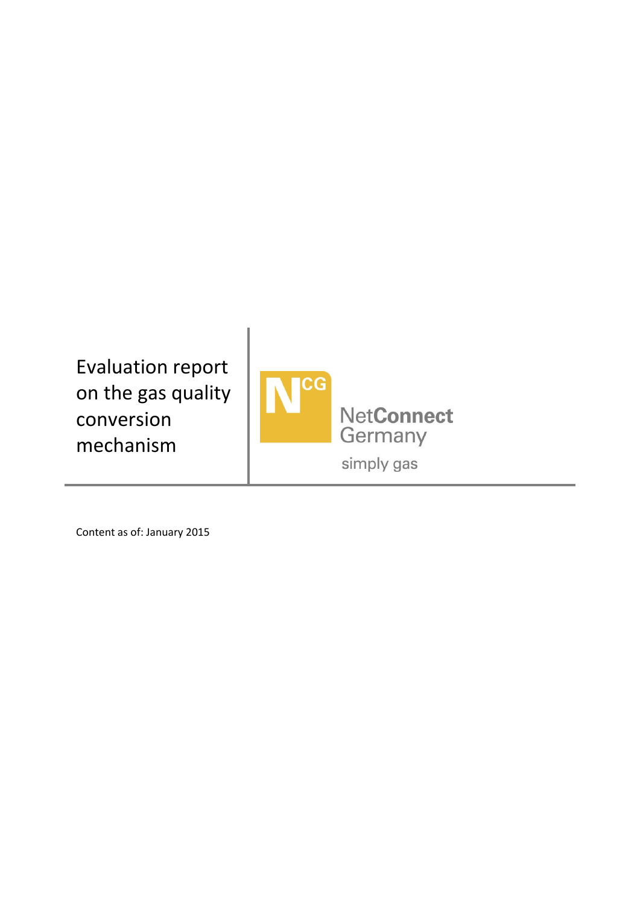# Evaluation report on the gas quality conversion mechanism

NetConnect Germany

simply gas

Content as of: January 2015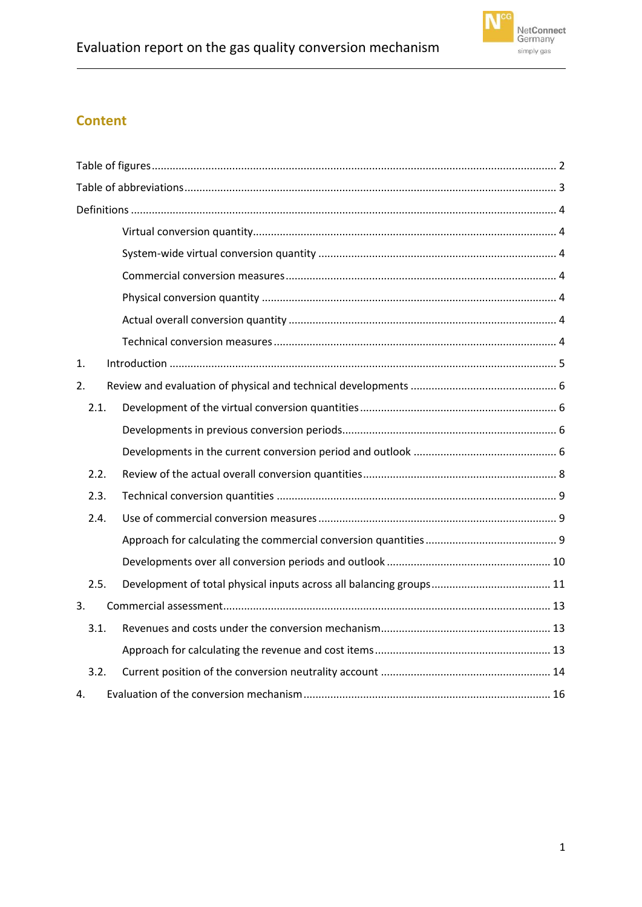## Content

- Table of figures ..... 2
- Table of abbreviations ..... 3
- Definitions ..... 4
    - Virtual conversion quantity ..... 4
    - System-wide virtual conversion quantity ..... 4
    - Commercial conversion measures ..... 4
    - Physical conversion quantity ..... 4
    - Actual overall conversion quantity ..... 4
    - Technical conversion measures ..... 4
- 1. Introduction ..... 5
- 2. Review and evaluation of physical and technical developments ..... 6
    - 2.1. Development of the virtual conversion quantities ..... 6
        - Developments in previous conversion periods ..... 6
        - Developments in the current conversion period and outlook ..... 6
    - 2.2. Review of the actual overall conversion quantities ..... 8
    - 2.3. Technical conversion quantities ..... 9
    - 2.4. Use of commercial conversion measures ..... 9
        - Approach for calculating the commercial conversion quantities ..... 9
        - Developments over all conversion periods and outlook ..... 10
    - 2.5. Development of total physical inputs across all balancing groups ..... 11
- 3. Commercial assessment ..... 13
    - 3.1. Revenues and costs under the conversion mechanism ..... 13
        - Approach for calculating the revenue and cost items ..... 13
    - 3.2. Current position of the conversion neutrality account ..... 14
- 4. Evaluation of the conversion mechanism ..... 16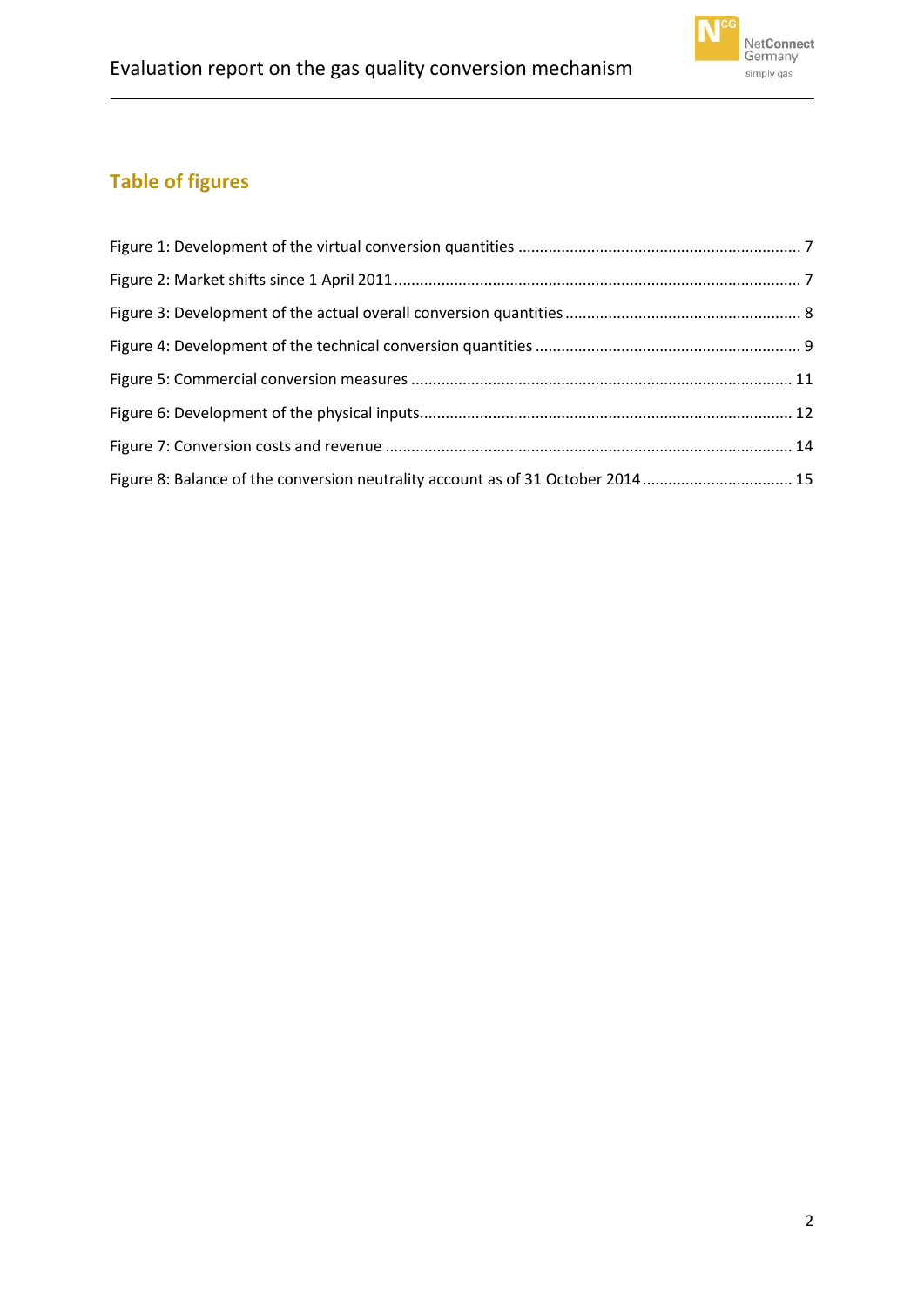## Table of figures

Figure 1: Development of the virtual conversion quantities ........................................................ 7

Figure 2: Market shifts since 1 April 2011 .................................................................................. 7

Figure 3: Development of the actual overall conversion quantities ............................................ 8

Figure 4: Development of the technical conversion quantities .................................................. 9

Figure 5: Commercial conversion measures ............................................................................. 11

Figure 6: Development of the physical inputs........................................................................... 12

Figure 7: Conversion costs and revenue .................................................................................. 14

Figure 8: Balance of the conversion neutrality account as of 31 October 2014 ........................ 15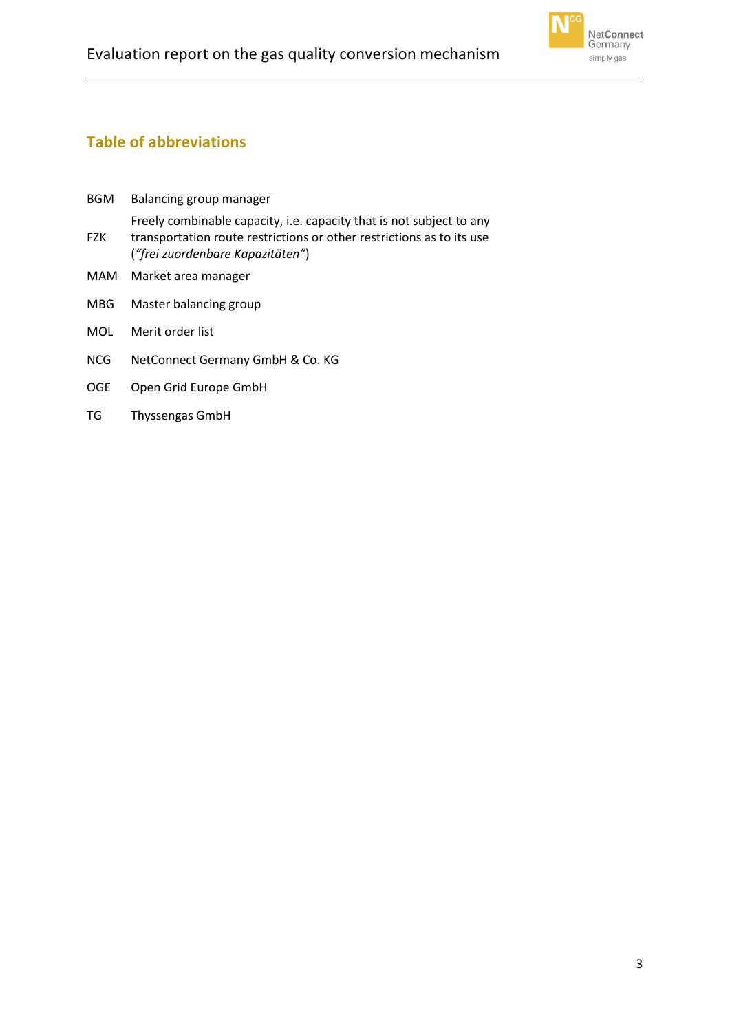## Table of abbreviations

| | |
|---|---|
| BGM | Balancing group manager |
| FZK | Freely combinable capacity, i.e. capacity that is not subject to any transportation route restrictions or other restrictions as to its use (*"frei zuordenbare Kapazitäten"*) |
| MAM | Market area manager |
| MBG | Master balancing group |
| MOL | Merit order list |
| NCG | NetConnect Germany GmbH & Co. KG |
| OGE | Open Grid Europe GmbH |
| TG | Thyssengas GmbH |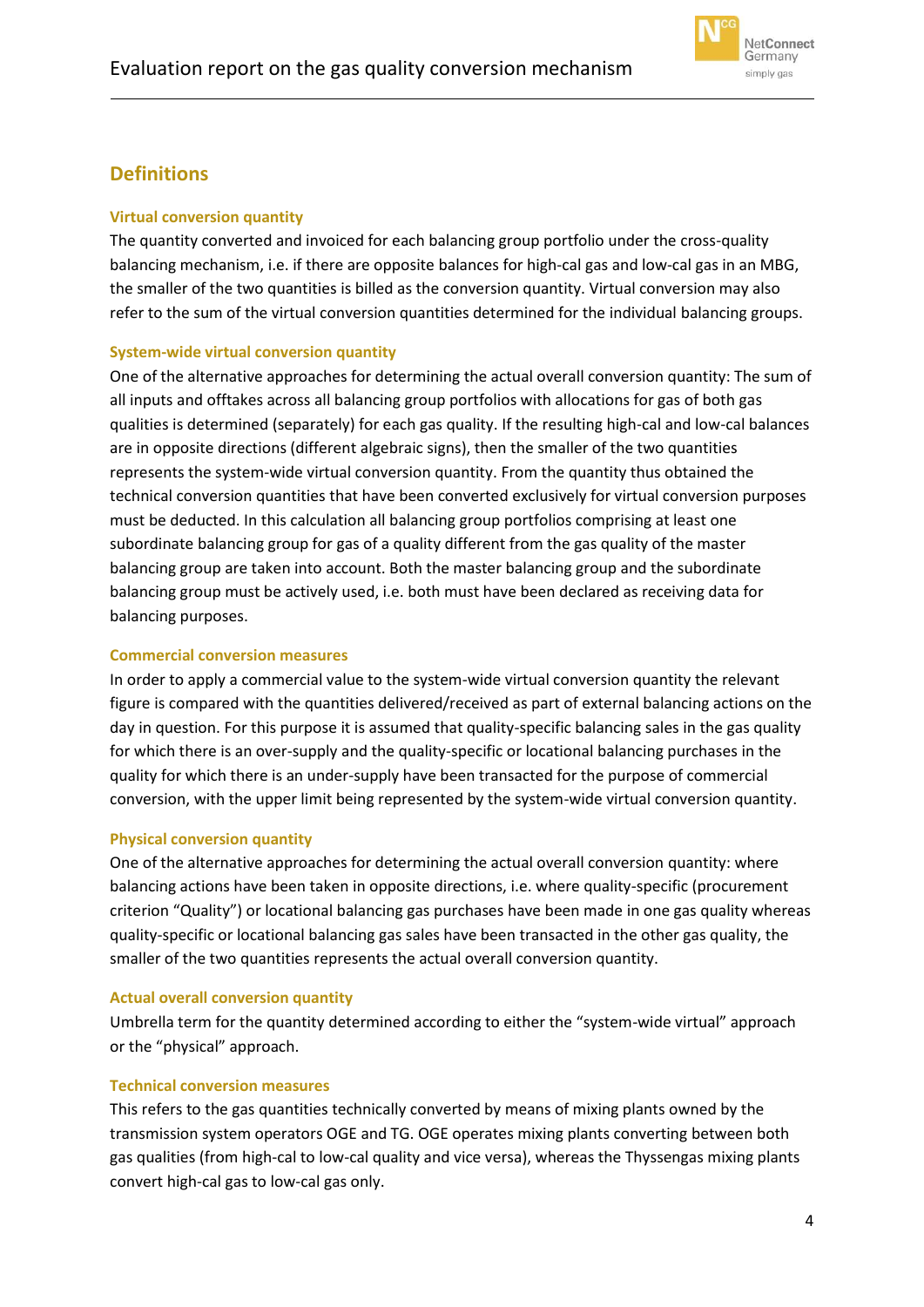## Definitions

### Virtual conversion quantity

The quantity converted and invoiced for each balancing group portfolio under the cross-quality balancing mechanism, i.e. if there are opposite balances for high-cal gas and low-cal gas in an MBG, the smaller of the two quantities is billed as the conversion quantity. Virtual conversion may also refer to the sum of the virtual conversion quantities determined for the individual balancing groups.

### System-wide virtual conversion quantity

One of the alternative approaches for determining the actual overall conversion quantity: The sum of all inputs and offtakes across all balancing group portfolios with allocations for gas of both gas qualities is determined (separately) for each gas quality. If the resulting high-cal and low-cal balances are in opposite directions (different algebraic signs), then the smaller of the two quantities represents the system-wide virtual conversion quantity. From the quantity thus obtained the technical conversion quantities that have been converted exclusively for virtual conversion purposes must be deducted. In this calculation all balancing group portfolios comprising at least one subordinate balancing group for gas of a quality different from the gas quality of the master balancing group are taken into account. Both the master balancing group and the subordinate balancing group must be actively used, i.e. both must have been declared as receiving data for balancing purposes.

### Commercial conversion measures

In order to apply a commercial value to the system-wide virtual conversion quantity the relevant figure is compared with the quantities delivered/received as part of external balancing actions on the day in question. For this purpose it is assumed that quality-specific balancing sales in the gas quality for which there is an over-supply and the quality-specific or locational balancing purchases in the quality for which there is an under-supply have been transacted for the purpose of commercial conversion, with the upper limit being represented by the system-wide virtual conversion quantity.

### Physical conversion quantity

One of the alternative approaches for determining the actual overall conversion quantity: where balancing actions have been taken in opposite directions, i.e. where quality-specific (procurement criterion "Quality") or locational balancing gas purchases have been made in one gas quality whereas quality-specific or locational balancing gas sales have been transacted in the other gas quality, the smaller of the two quantities represents the actual overall conversion quantity.

### Actual overall conversion quantity

Umbrella term for the quantity determined according to either the "system-wide virtual" approach or the "physical" approach.

### Technical conversion measures

This refers to the gas quantities technically converted by means of mixing plants owned by the transmission system operators OGE and TG. OGE operates mixing plants converting between both gas qualities (from high-cal to low-cal quality and vice versa), whereas the Thyssengas mixing plants convert high-cal gas to low-cal gas only.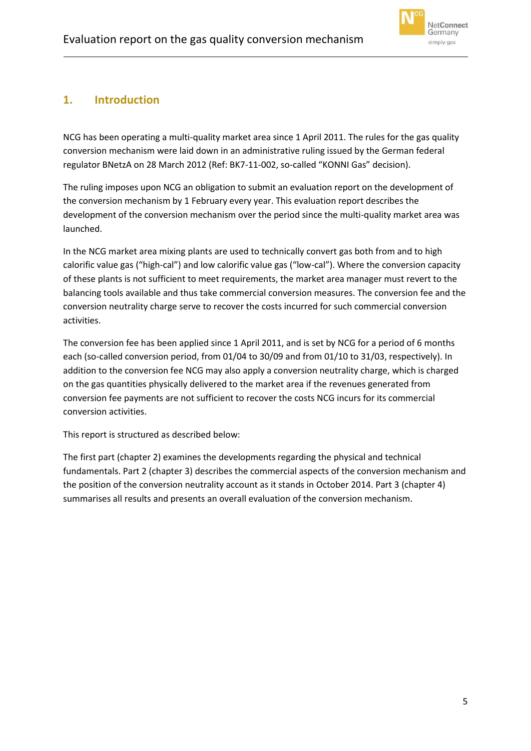# 1. Introduction

NCG has been operating a multi-quality market area since 1 April 2011. The rules for the gas quality conversion mechanism were laid down in an administrative ruling issued by the German federal regulator BNetzA on 28 March 2012 (Ref: BK7-11-002, so-called "KONNI Gas" decision).

The ruling imposes upon NCG an obligation to submit an evaluation report on the development of the conversion mechanism by 1 February every year. This evaluation report describes the development of the conversion mechanism over the period since the multi-quality market area was launched.

In the NCG market area mixing plants are used to technically convert gas both from and to high calorific value gas ("high-cal") and low calorific value gas ("low-cal"). Where the conversion capacity of these plants is not sufficient to meet requirements, the market area manager must revert to the balancing tools available and thus take commercial conversion measures. The conversion fee and the conversion neutrality charge serve to recover the costs incurred for such commercial conversion activities.

The conversion fee has been applied since 1 April 2011, and is set by NCG for a period of 6 months each (so-called conversion period, from 01/04 to 30/09 and from 01/10 to 31/03, respectively). In addition to the conversion fee NCG may also apply a conversion neutrality charge, which is charged on the gas quantities physically delivered to the market area if the revenues generated from conversion fee payments are not sufficient to recover the costs NCG incurs for its commercial conversion activities.

This report is structured as described below:

The first part (chapter 2) examines the developments regarding the physical and technical fundamentals. Part 2 (chapter 3) describes the commercial aspects of the conversion mechanism and the position of the conversion neutrality account as it stands in October 2014. Part 3 (chapter 4) summarises all results and presents an overall evaluation of the conversion mechanism.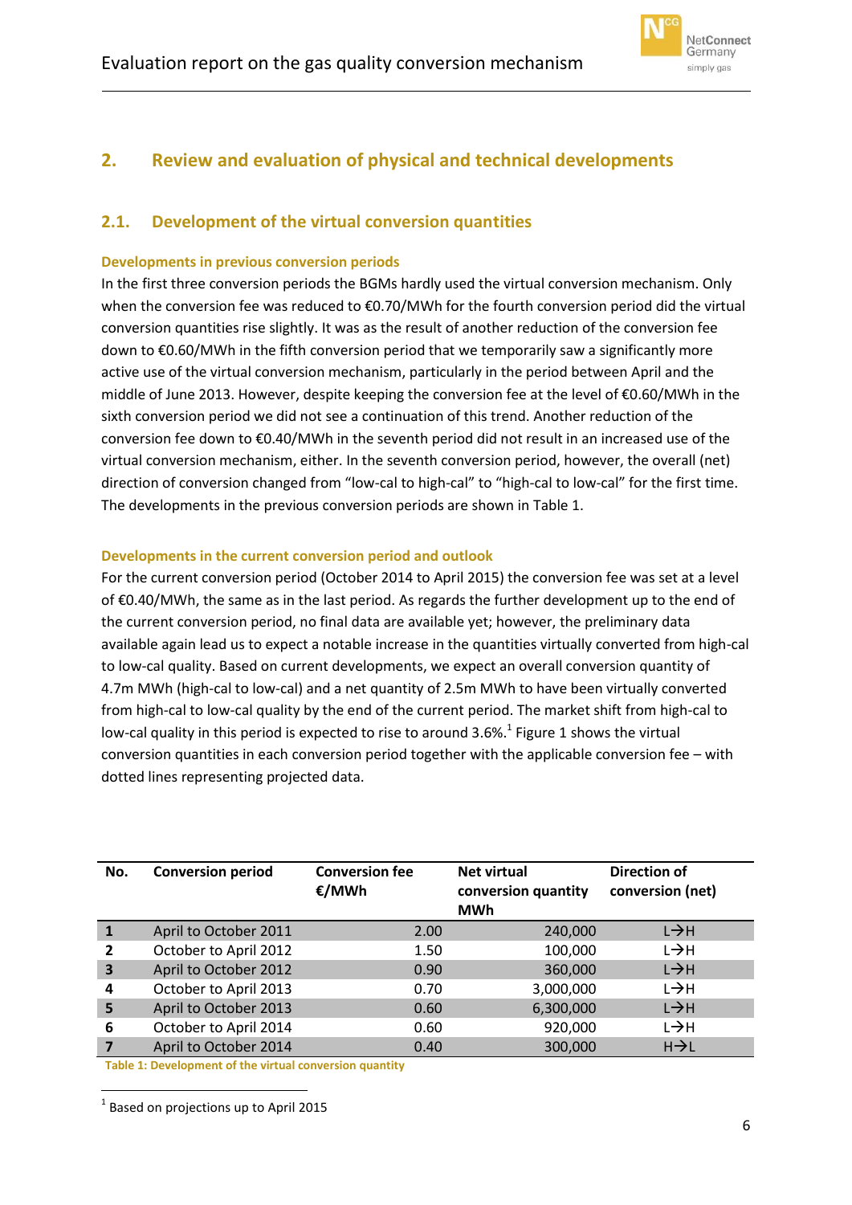## 2. Review and evaluation of physical and technical developments

### 2.1. Development of the virtual conversion quantities

**Developments in previous conversion periods**

In the first three conversion periods the BGMs hardly used the virtual conversion mechanism. Only when the conversion fee was reduced to €0.70/MWh for the fourth conversion period did the virtual conversion quantities rise slightly. It was as the result of another reduction of the conversion fee down to €0.60/MWh in the fifth conversion period that we temporarily saw a significantly more active use of the virtual conversion mechanism, particularly in the period between April and the middle of June 2013. However, despite keeping the conversion fee at the level of €0.60/MWh in the sixth conversion period we did not see a continuation of this trend. Another reduction of the conversion fee down to €0.40/MWh in the seventh period did not result in an increased use of the virtual conversion mechanism, either. In the seventh conversion period, however, the overall (net) direction of conversion changed from "low-cal to high-cal" to "high-cal to low-cal" for the first time. The developments in the previous conversion periods are shown in Table 1.

**Developments in the current conversion period and outlook**

For the current conversion period (October 2014 to April 2015) the conversion fee was set at a level of €0.40/MWh, the same as in the last period. As regards the further development up to the end of the current conversion period, no final data are available yet; however, the preliminary data available again lead us to expect a notable increase in the quantities virtually converted from high-cal to low-cal quality. Based on current developments, we expect an overall conversion quantity of 4.7m MWh (high-cal to low-cal) and a net quantity of 2.5m MWh to have been virtually converted from high-cal to low-cal quality by the end of the current period. The market shift from high-cal to low-cal quality in this period is expected to rise to around 3.6%.[1] Figure 1 shows the virtual conversion quantities in each conversion period together with the applicable conversion fee – with dotted lines representing projected data.

| No. | Conversion period | Conversion fee €/MWh | Net virtual conversion quantity MWh | Direction of conversion (net) |
|---|---|---|---|---|
| 1 | April to October 2011 | 2.00 | 240,000 | L→H |
| 2 | October to April 2012 | 1.50 | 100,000 | L→H |
| 3 | April to October 2012 | 0.90 | 360,000 | L→H |
| 4 | October to April 2013 | 0.70 | 3,000,000 | L→H |
| 5 | April to October 2013 | 0.60 | 6,300,000 | L→H |
| 6 | October to April 2014 | 0.60 | 920,000 | L→H |
| 7 | April to October 2014 | 0.40 | 300,000 | H→L |

Table 1: Development of the virtual conversion quantity

[1] Based on projections up to April 2015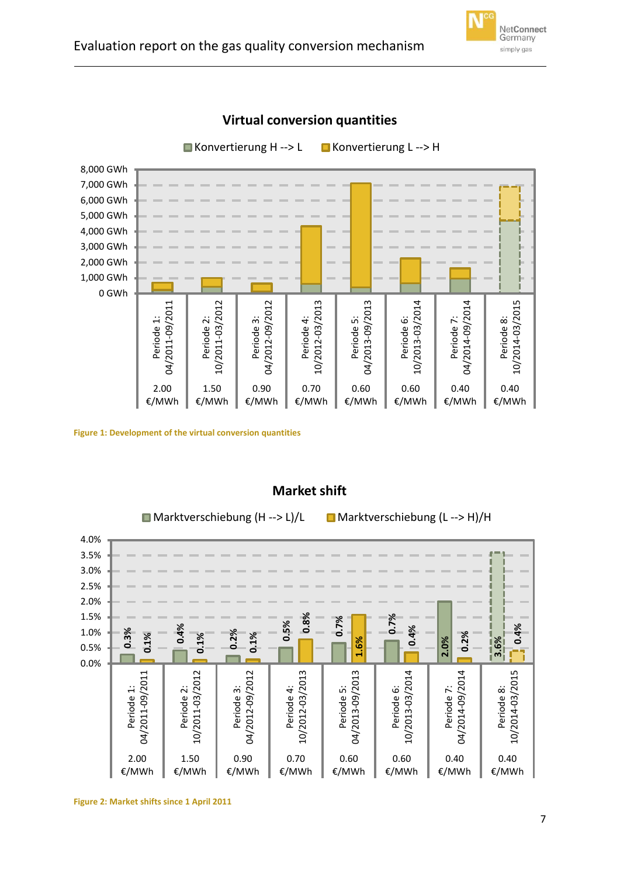**Virtual conversion quantities**

Konvertierung H --> L | Konvertierung L --> H

| Period | Fee |
|---|---|
| Periode 1: 04/2011-09/2011 | 2.00 €/MWh |
| Periode 2: 10/2011-03/2012 | 1.50 €/MWh |
| Periode 3: 04/2012-09/2012 | 0.90 €/MWh |
| Periode 4: 10/2012-03/2013 | 0.70 €/MWh |
| Periode 5: 04/2013-09/2013 | 0.60 €/MWh |
| Periode 6: 10/2013-03/2014 | 0.60 €/MWh |
| Periode 7: 04/2014-09/2014 | 0.40 €/MWh |
| Periode 8: 10/2014-03/2015 | 0.40 €/MWh |

Figure 1: Development of the virtual conversion quantities

**Market shift**

| Period | Fee | Marktverschiebung (H --> L)/L | Marktverschiebung (L --> H)/H |
|---|---|---|---|
| Periode 1: 04/2011-09/2011 | 2.00 €/MWh | 0.3% | 0.1% |
| Periode 2: 10/2011-03/2012 | 1.50 €/MWh | 0.4% | 0.1% |
| Periode 3: 04/2012-09/2012 | 0.90 €/MWh | 0.2% | 0.1% |
| Periode 4: 10/2012-03/2013 | 0.70 €/MWh | 0.5% | 0.8% |
| Periode 5: 04/2013-09/2013 | 0.60 €/MWh | 0.7% | 1.6% |
| Periode 6: 10/2013-03/2014 | 0.60 €/MWh | 0.7% | 0.4% |
| Periode 7: 04/2014-09/2014 | 0.40 €/MWh | 2.0% | 0.2% |
| Periode 8: 10/2014-03/2015 | 0.40 €/MWh | 3.6% | 0.4% |

Figure 2: Market shifts since 1 April 2011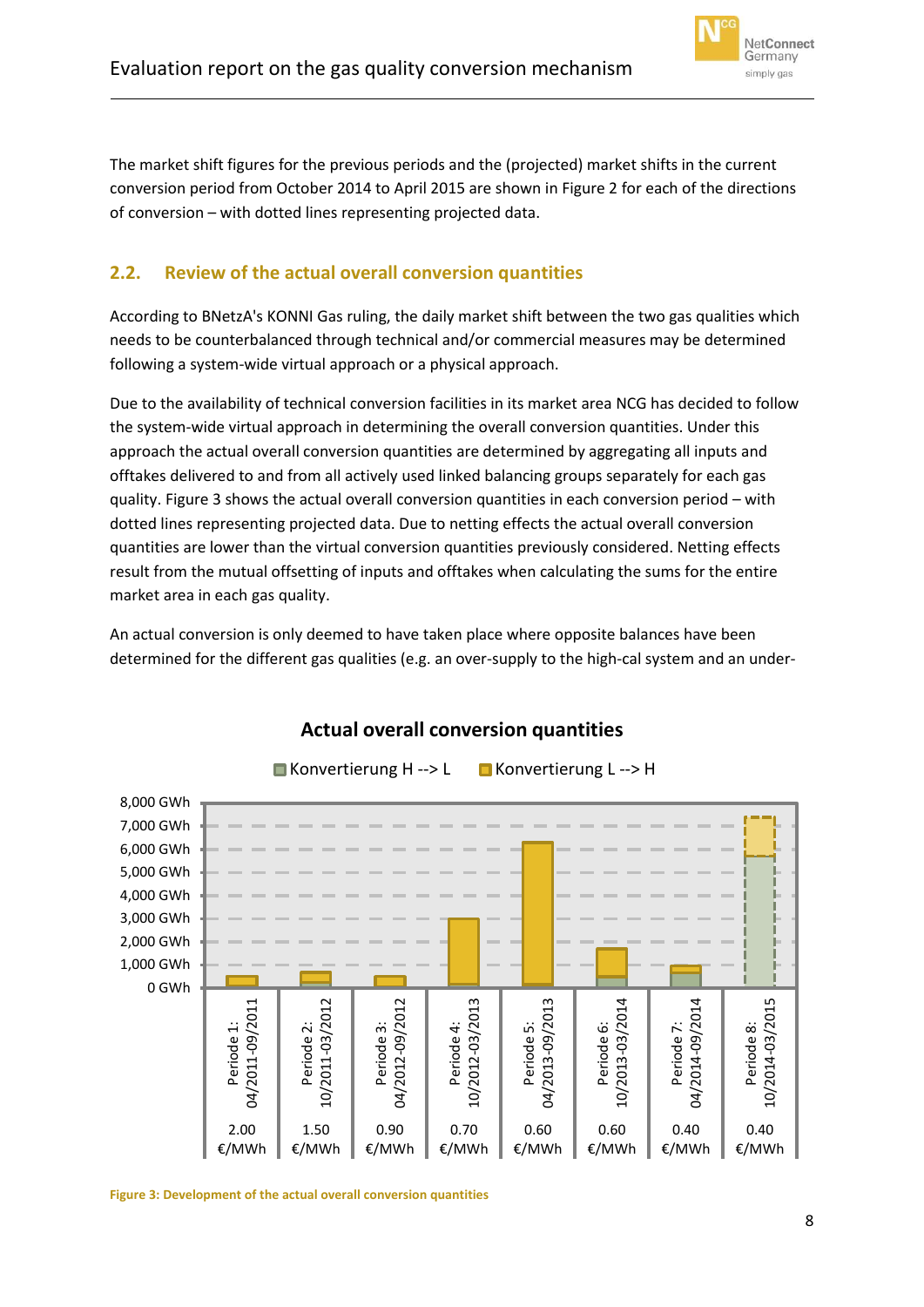The market shift figures for the previous periods and the (projected) market shifts in the current conversion period from October 2014 to April 2015 are shown in Figure 2 for each of the directions of conversion – with dotted lines representing projected data.

## 2.2. Review of the actual overall conversion quantities

According to BNetzA's KONNI Gas ruling, the daily market shift between the two gas qualities which needs to be counterbalanced through technical and/or commercial measures may be determined following a system-wide virtual approach or a physical approach.

Due to the availability of technical conversion facilities in its market area NCG has decided to follow the system-wide virtual approach in determining the overall conversion quantities. Under this approach the actual overall conversion quantities are determined by aggregating all inputs and offtakes delivered to and from all actively used linked balancing groups separately for each gas quality. Figure 3 shows the actual overall conversion quantities in each conversion period – with dotted lines representing projected data. Due to netting effects the actual overall conversion quantities are lower than the virtual conversion quantities previously considered. Netting effects result from the mutual offsetting of inputs and offtakes when calculating the sums for the entire market area in each gas quality.

An actual conversion is only deemed to have taken place where opposite balances have been determined for the different gas qualities (e.g. an over-supply to the high-cal system and an under-

**Actual overall conversion quantities**

Konvertierung H --> L | Konvertierung L --> H

| Period | Conversion fee |
|---|---|
| Periode 1: 04/2011-09/2011 | 2.00 €/MWh |
| Periode 2: 10/2011-03/2012 | 1.50 €/MWh |
| Periode 3: 04/2012-09/2012 | 0.90 €/MWh |
| Periode 4: 10/2012-03/2013 | 0.70 €/MWh |
| Periode 5: 04/2013-09/2013 | 0.60 €/MWh |
| Periode 6: 10/2013-03/2014 | 0.60 €/MWh |
| Periode 7: 04/2014-09/2014 | 0.40 €/MWh |
| Periode 8: 10/2014-03/2015 | 0.40 €/MWh |

Figure 3: Development of the actual overall conversion quantities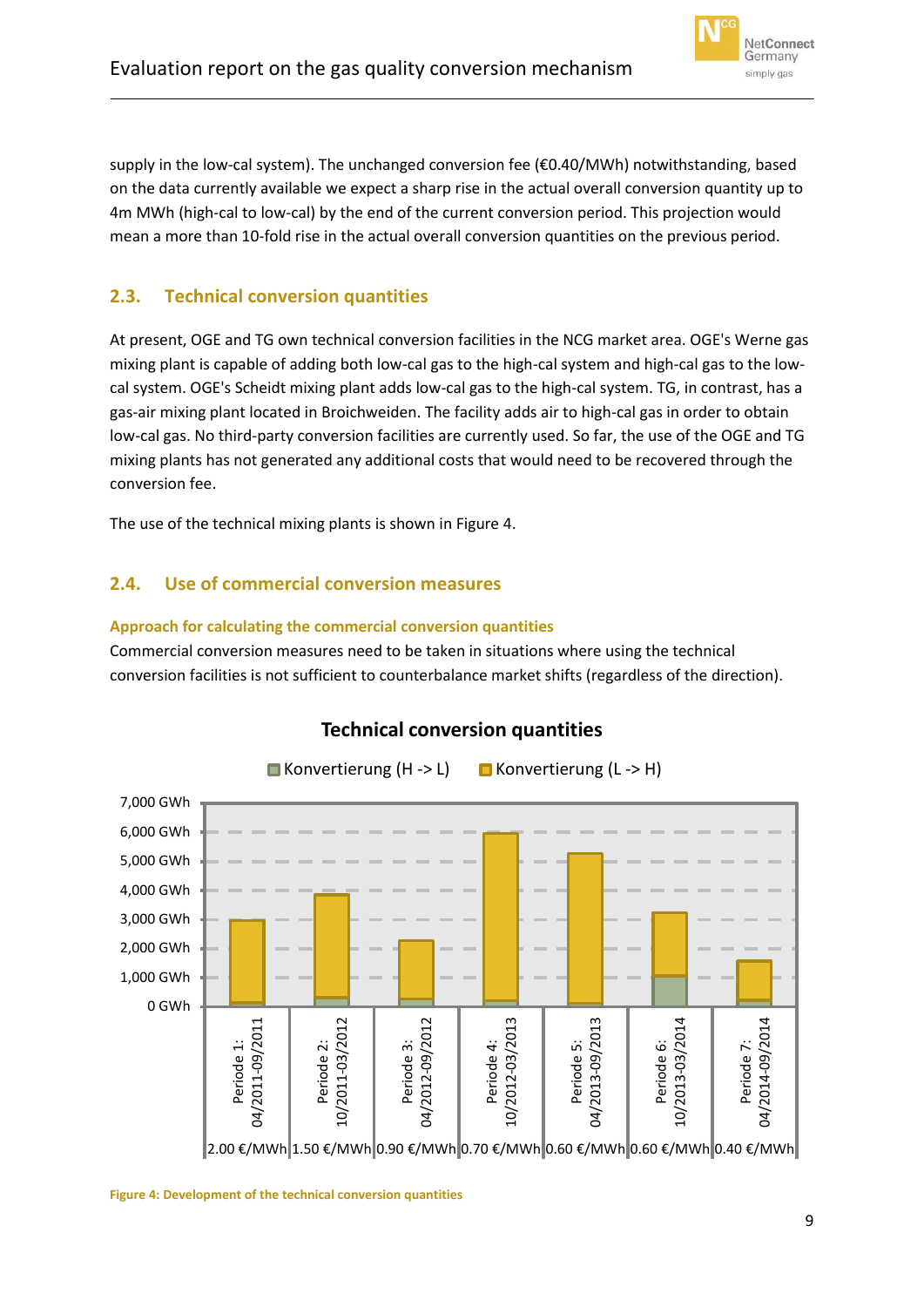supply in the low-cal system). The unchanged conversion fee (€0.40/MWh) notwithstanding, based on the data currently available we expect a sharp rise in the actual overall conversion quantity up to 4m MWh (high-cal to low-cal) by the end of the current conversion period. This projection would mean a more than 10-fold rise in the actual overall conversion quantities on the previous period.

## 2.3. Technical conversion quantities

At present, OGE and TG own technical conversion facilities in the NCG market area. OGE's Werne gas mixing plant is capable of adding both low-cal gas to the high-cal system and high-cal gas to the low-cal system. OGE's Scheidt mixing plant adds low-cal gas to the high-cal system. TG, in contrast, has a gas-air mixing plant located in Broichweiden. The facility adds air to high-cal gas in order to obtain low-cal gas. No third-party conversion facilities are currently used. So far, the use of the OGE and TG mixing plants has not generated any additional costs that would need to be recovered through the conversion fee.

The use of the technical mixing plants is shown in Figure 4.

## 2.4. Use of commercial conversion measures

### Approach for calculating the commercial conversion quantities

Commercial conversion measures need to be taken in situations where using the technical conversion facilities is not sufficient to counterbalance market shifts (regardless of the direction).

**Technical conversion quantities**

Konvertierung (H -> L) | Konvertierung (L -> H)

| Period | Fee |
|---|---|
| Periode 1: 04/2011-09/2011 | 2.00 €/MWh |
| Periode 2: 10/2011-03/2012 | 1.50 €/MWh |
| Periode 3: 04/2012-09/2012 | 0.90 €/MWh |
| Periode 4: 10/2012-03/2013 | 0.70 €/MWh |
| Periode 5: 04/2013-09/2013 | 0.60 €/MWh |
| Periode 6: 10/2013-03/2014 | 0.60 €/MWh |
| Periode 7: 04/2014-09/2014 | 0.40 €/MWh |

Figure 4: Development of the technical conversion quantities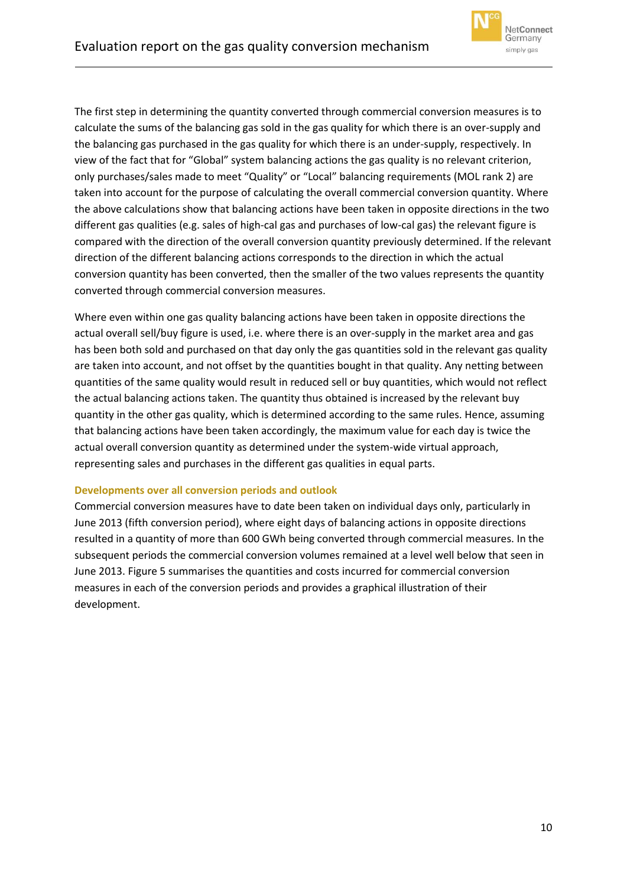The first step in determining the quantity converted through commercial conversion measures is to calculate the sums of the balancing gas sold in the gas quality for which there is an over-supply and the balancing gas purchased in the gas quality for which there is an under-supply, respectively. In view of the fact that for "Global" system balancing actions the gas quality is no relevant criterion, only purchases/sales made to meet "Quality" or "Local" balancing requirements (MOL rank 2) are taken into account for the purpose of calculating the overall commercial conversion quantity. Where the above calculations show that balancing actions have been taken in opposite directions in the two different gas qualities (e.g. sales of high-cal gas and purchases of low-cal gas) the relevant figure is compared with the direction of the overall conversion quantity previously determined. If the relevant direction of the different balancing actions corresponds to the direction in which the actual conversion quantity has been converted, then the smaller of the two values represents the quantity converted through commercial conversion measures.

Where even within one gas quality balancing actions have been taken in opposite directions the actual overall sell/buy figure is used, i.e. where there is an over-supply in the market area and gas has been both sold and purchased on that day only the gas quantities sold in the relevant gas quality are taken into account, and not offset by the quantities bought in that quality. Any netting between quantities of the same quality would result in reduced sell or buy quantities, which would not reflect the actual balancing actions taken. The quantity thus obtained is increased by the relevant buy quantity in the other gas quality, which is determined according to the same rules. Hence, assuming that balancing actions have been taken accordingly, the maximum value for each day is twice the actual overall conversion quantity as determined under the system-wide virtual approach, representing sales and purchases in the different gas qualities in equal parts.

### Developments over all conversion periods and outlook

Commercial conversion measures have to date been taken on individual days only, particularly in June 2013 (fifth conversion period), where eight days of balancing actions in opposite directions resulted in a quantity of more than 600 GWh being converted through commercial measures. In the subsequent periods the commercial conversion volumes remained at a level well below that seen in June 2013. Figure 5 summarises the quantities and costs incurred for commercial conversion measures in each of the conversion periods and provides a graphical illustration of their development.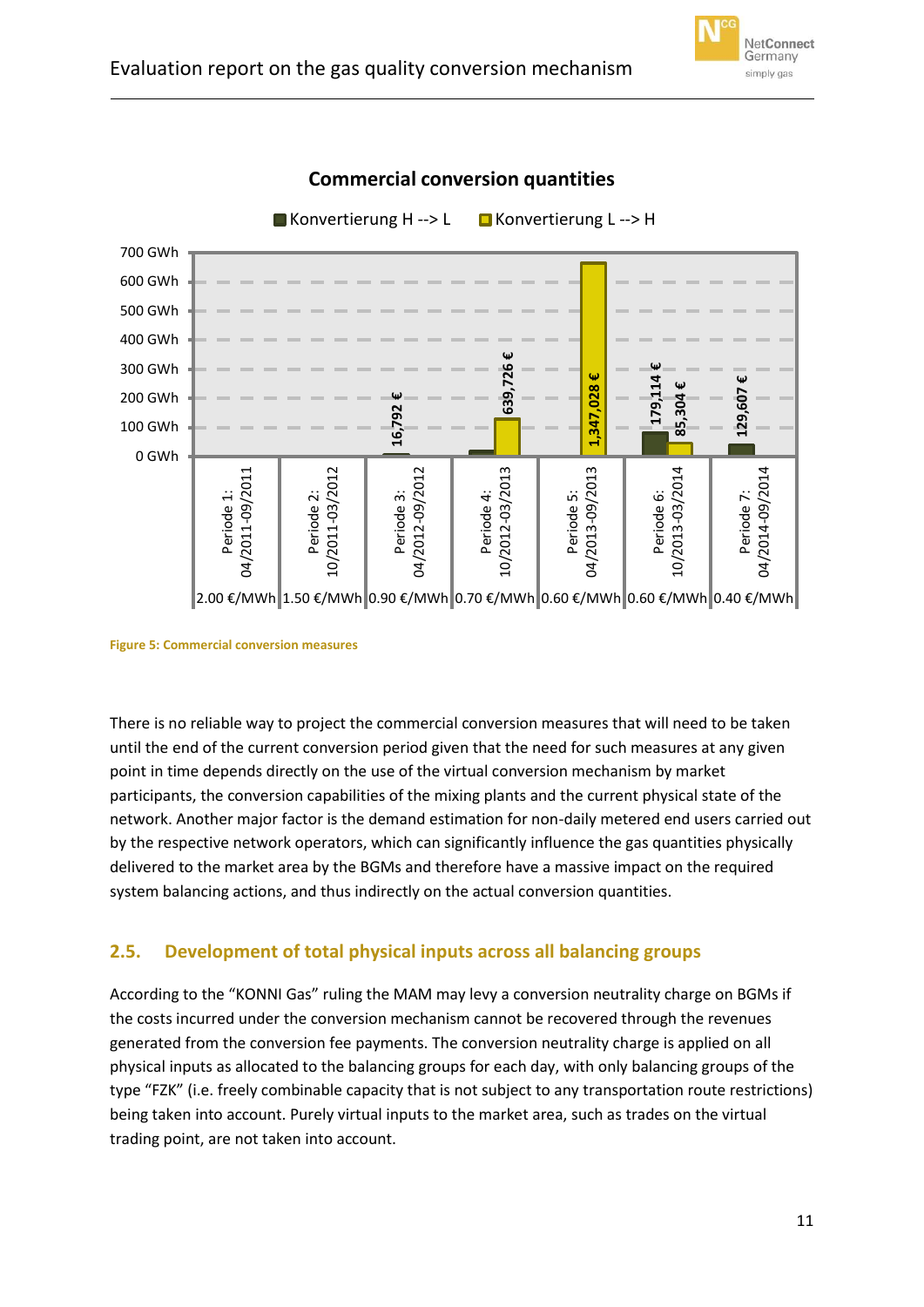**Commercial conversion quantities**

| Period | Conversion fee | Konvertierung H --> L | Konvertierung L --> H |
|---|---|---|---|
| Periode 1: 04/2011-09/2011 | 2.00 €/MWh | | |
| Periode 2: 10/2011-03/2012 | 1.50 €/MWh | | |
| Periode 3: 04/2012-09/2012 | 0.90 €/MWh | 16,792 € | |
| Periode 4: 10/2012-03/2013 | 0.70 €/MWh | | 639,726 € |
| Periode 5: 04/2013-09/2013 | 0.60 €/MWh | | 1,347,028 € |
| Periode 6: 10/2013-03/2014 | 0.60 €/MWh | 179,114 € | 85,304 € |
| Periode 7: 04/2014-09/2014 | 0.40 €/MWh | 129,607 € | |

**Figure 5: Commercial conversion measures**

There is no reliable way to project the commercial conversion measures that will need to be taken until the end of the current conversion period given that the need for such measures at any given point in time depends directly on the use of the virtual conversion mechanism by market participants, the conversion capabilities of the mixing plants and the current physical state of the network. Another major factor is the demand estimation for non-daily metered end users carried out by the respective network operators, which can significantly influence the gas quantities physically delivered to the market area by the BGMs and therefore have a massive impact on the required system balancing actions, and thus indirectly on the actual conversion quantities.

## 2.5. Development of total physical inputs across all balancing groups

According to the "KONNI Gas" ruling the MAM may levy a conversion neutrality charge on BGMs if the costs incurred under the conversion mechanism cannot be recovered through the revenues generated from the conversion fee payments. The conversion neutrality charge is applied on all physical inputs as allocated to the balancing groups for each day, with only balancing groups of the type "FZK" (i.e. freely combinable capacity that is not subject to any transportation route restrictions) being taken into account. Purely virtual inputs to the market area, such as trades on the virtual trading point, are not taken into account.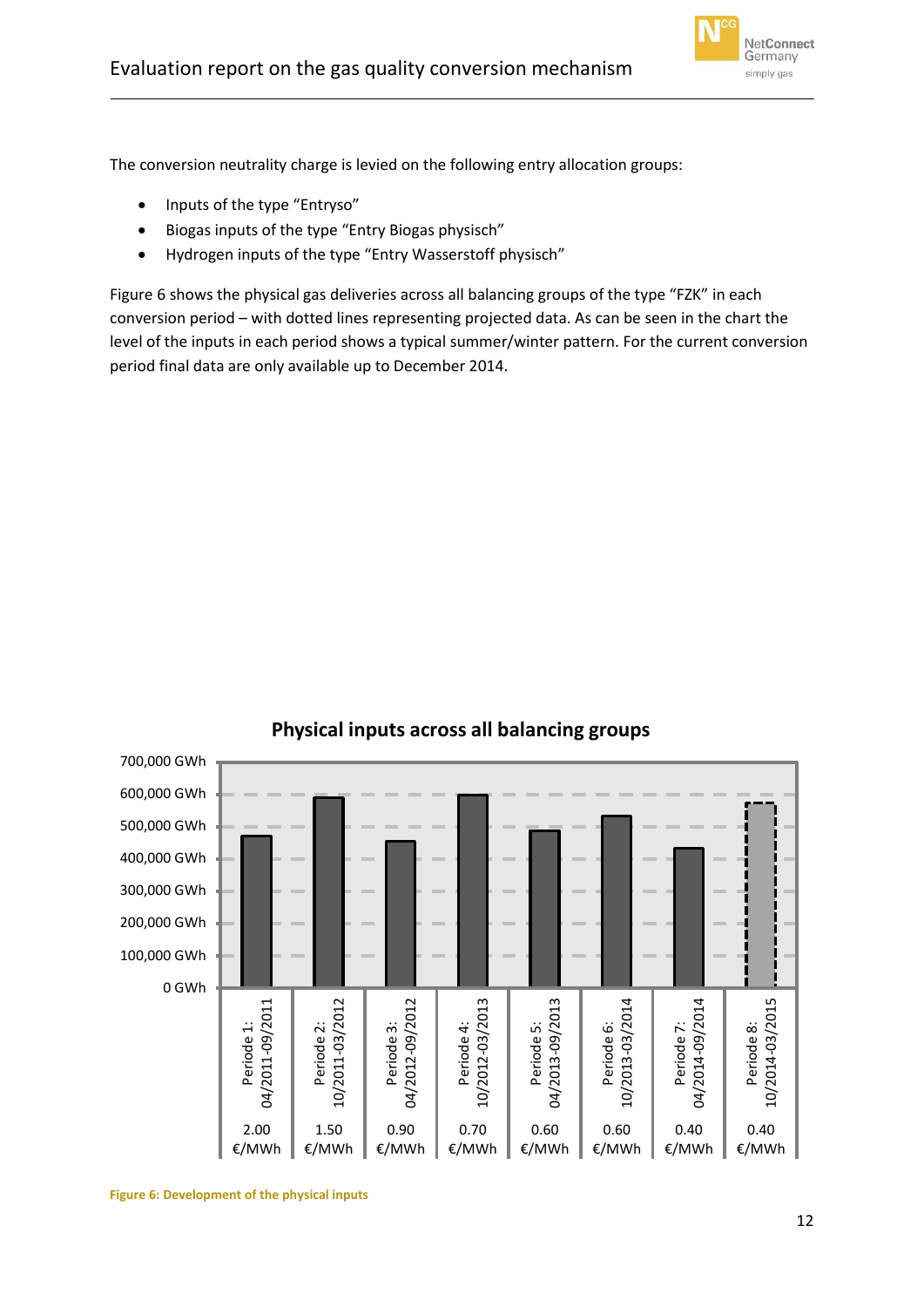The conversion neutrality charge is levied on the following entry allocation groups:

- Inputs of the type "Entryso"
- Biogas inputs of the type "Entry Biogas physisch"
- Hydrogen inputs of the type "Entry Wasserstoff physisch"

Figure 6 shows the physical gas deliveries across all balancing groups of the type "FZK" in each conversion period – with dotted lines representing projected data. As can be seen in the chart the level of the inputs in each period shows a typical summer/winter pattern. For the current conversion period final data are only available up to December 2014.

**Physical inputs across all balancing groups**

| Period | Charge |
| --- | --- |
| Periode 1: 04/2011-09/2011 | 2.00 €/MWh |
| Periode 2: 10/2011-03/2012 | 1.50 €/MWh |
| Periode 3: 04/2012-09/2012 | 0.90 €/MWh |
| Periode 4: 10/2012-03/2013 | 0.70 €/MWh |
| Periode 5: 04/2013-09/2013 | 0.60 €/MWh |
| Periode 6: 10/2013-03/2014 | 0.60 €/MWh |
| Periode 7: 04/2014-09/2014 | 0.40 €/MWh |
| Periode 8: 10/2014-03/2015 | 0.40 €/MWh |

Figure 6: Development of the physical inputs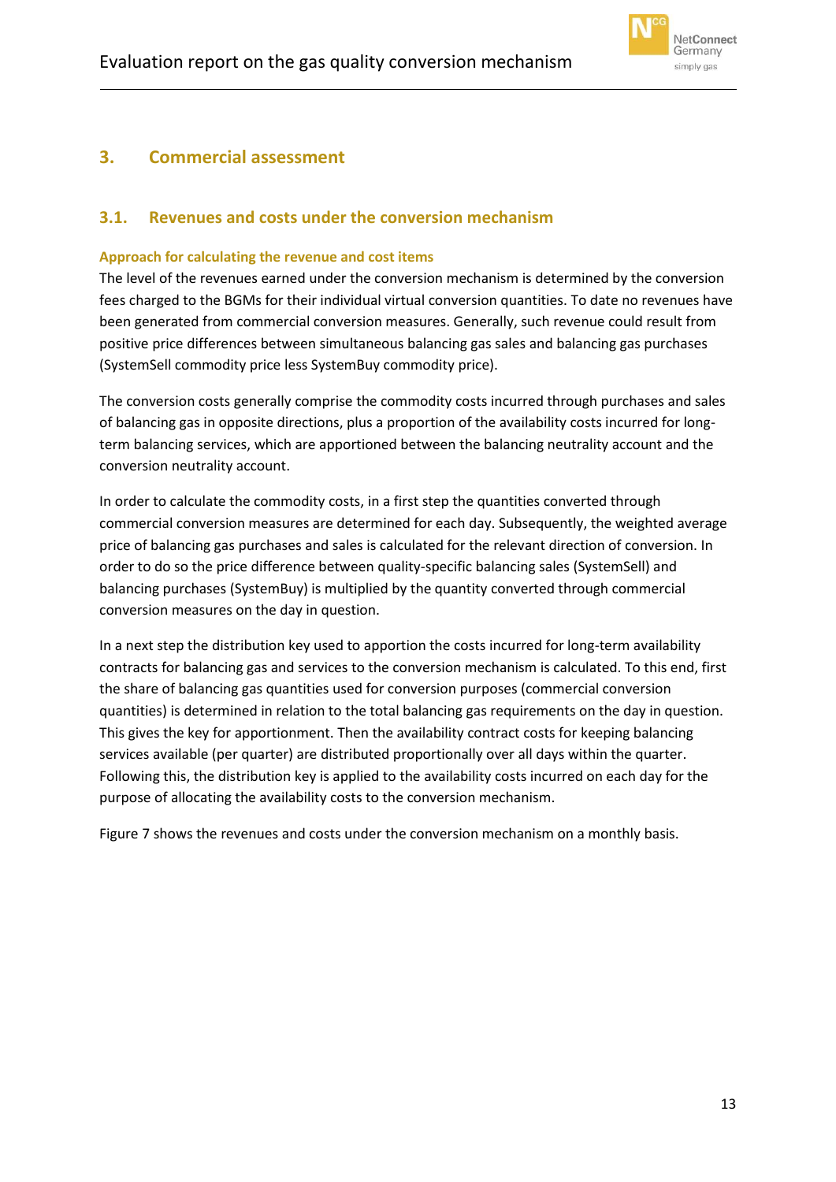# 3. Commercial assessment

## 3.1. Revenues and costs under the conversion mechanism

### Approach for calculating the revenue and cost items

The level of the revenues earned under the conversion mechanism is determined by the conversion fees charged to the BGMs for their individual virtual conversion quantities. To date no revenues have been generated from commercial conversion measures. Generally, such revenue could result from positive price differences between simultaneous balancing gas sales and balancing gas purchases (SystemSell commodity price less SystemBuy commodity price).

The conversion costs generally comprise the commodity costs incurred through purchases and sales of balancing gas in opposite directions, plus a proportion of the availability costs incurred for long-term balancing services, which are apportioned between the balancing neutrality account and the conversion neutrality account.

In order to calculate the commodity costs, in a first step the quantities converted through commercial conversion measures are determined for each day. Subsequently, the weighted average price of balancing gas purchases and sales is calculated for the relevant direction of conversion. In order to do so the price difference between quality-specific balancing sales (SystemSell) and balancing purchases (SystemBuy) is multiplied by the quantity converted through commercial conversion measures on the day in question.

In a next step the distribution key used to apportion the costs incurred for long-term availability contracts for balancing gas and services to the conversion mechanism is calculated. To this end, first the share of balancing gas quantities used for conversion purposes (commercial conversion quantities) is determined in relation to the total balancing gas requirements on the day in question. This gives the key for apportionment. Then the availability contract costs for keeping balancing services available (per quarter) are distributed proportionally over all days within the quarter. Following this, the distribution key is applied to the availability costs incurred on each day for the purpose of allocating the availability costs to the conversion mechanism.

Figure 7 shows the revenues and costs under the conversion mechanism on a monthly basis.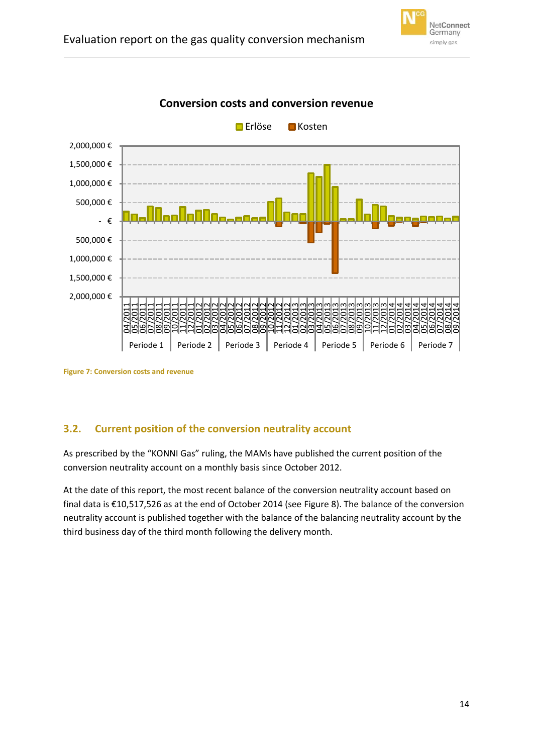Conversion costs and conversion revenue

Figure 7: Conversion costs and revenue

## 3.2. Current position of the conversion neutrality account

As prescribed by the "KONNI Gas" ruling, the MAMs have published the current position of the conversion neutrality account on a monthly basis since October 2012.

At the date of this report, the most recent balance of the conversion neutrality account based on final data is €10,517,526 as at the end of October 2014 (see Figure 8). The balance of the conversion neutrality account is published together with the balance of the balancing neutrality account by the third business day of the third month following the delivery month.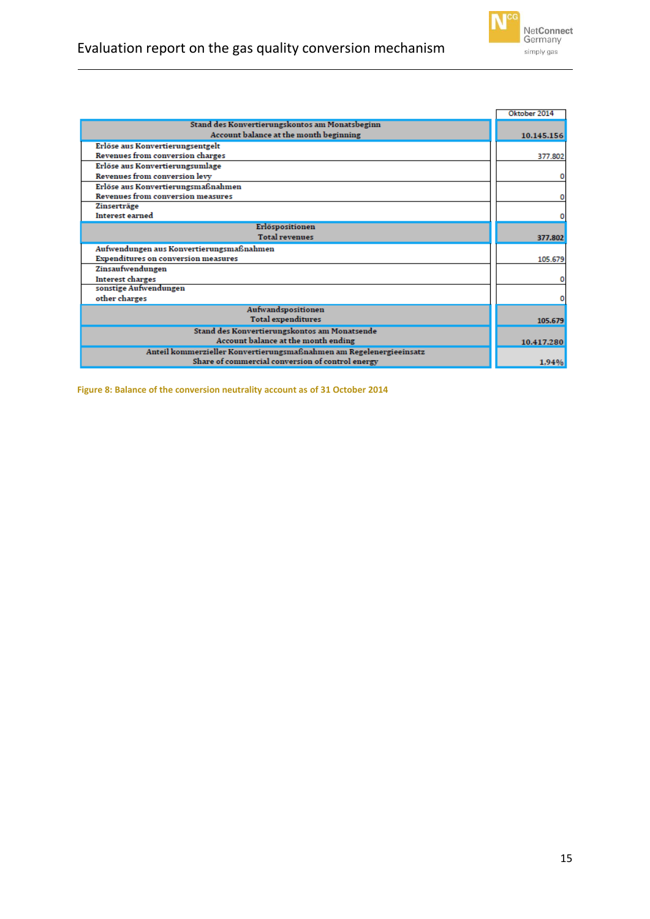| | Oktober 2014 |
|---|---|
| **Stand des Konvertierungskontos am Monatsbeginn**<br>**Account balance at the month beginning** | **10.145.156** |
| Erlöse aus Konvertierungsentgelt<br>Revenues from conversion charges | 377.802 |
| Erlöse aus Konvertierungsumlage<br>Revenues from conversion levy | 0 |
| Erlöse aus Konvertierungsmaßnahmen<br>Revenues from conversion measures | 0 |
| Zinserträge<br>Interest earned | 0 |
| **Erlöspositionen**<br>**Total revenues** | **377.802** |
| Aufwendungen aus Konvertierungsmaßnahmen<br>Expenditures on conversion measures | 105.679 |
| Zinsaufwendungen<br>Interest charges | 0 |
| sonstige Aufwendungen<br>other charges | 0 |
| **Aufwandspositionen**<br>**Total expenditures** | **105.679** |
| **Stand des Konvertierungskontos am Monatsende**<br>**Account balance at the month ending** | **10.417.280** |
| **Anteil kommerzieller Konvertierungsmaßnahmen am Regelenergieeinsatz**<br>**Share of commercial conversion of control energy** | **1,94%** |

Figure 8: Balance of the conversion neutrality account as of 31 October 2014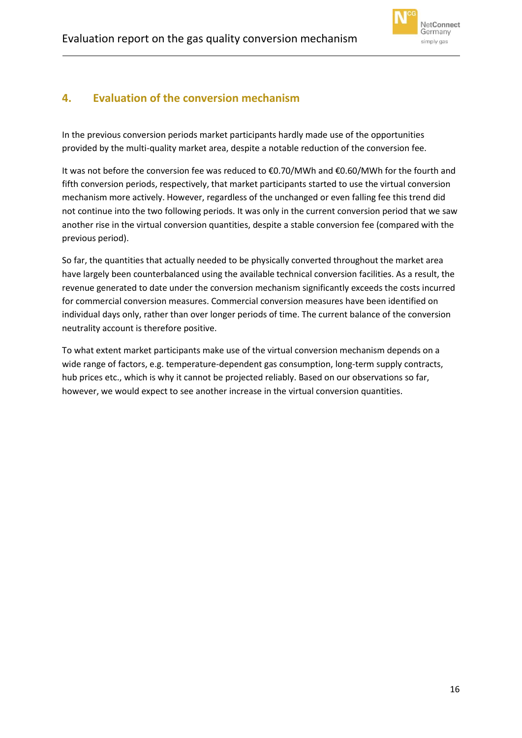## 4. Evaluation of the conversion mechanism

In the previous conversion periods market participants hardly made use of the opportunities provided by the multi-quality market area, despite a notable reduction of the conversion fee.

It was not before the conversion fee was reduced to €0.70/MWh and €0.60/MWh for the fourth and fifth conversion periods, respectively, that market participants started to use the virtual conversion mechanism more actively. However, regardless of the unchanged or even falling fee this trend did not continue into the two following periods. It was only in the current conversion period that we saw another rise in the virtual conversion quantities, despite a stable conversion fee (compared with the previous period).

So far, the quantities that actually needed to be physically converted throughout the market area have largely been counterbalanced using the available technical conversion facilities. As a result, the revenue generated to date under the conversion mechanism significantly exceeds the costs incurred for commercial conversion measures. Commercial conversion measures have been identified on individual days only, rather than over longer periods of time. The current balance of the conversion neutrality account is therefore positive.

To what extent market participants make use of the virtual conversion mechanism depends on a wide range of factors, e.g. temperature-dependent gas consumption, long-term supply contracts, hub prices etc., which is why it cannot be projected reliably. Based on our observations so far, however, we would expect to see another increase in the virtual conversion quantities.